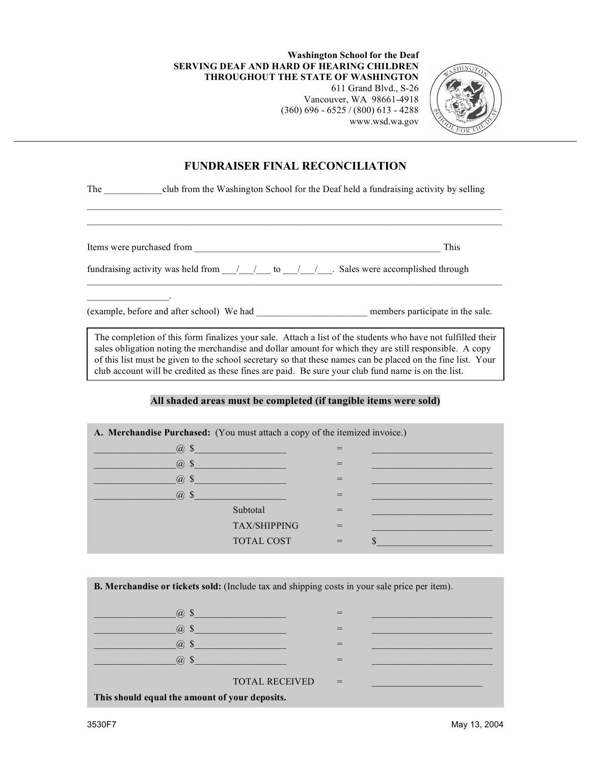**Washington School for the Deaf**
**SERVING DEAF AND HARD OF HEARING CHILDREN**
**THROUGHOUT THE STATE OF WASHINGTON**
611 Grand Blvd., S-26
Vancouver, WA 98661-4918
(360) 696 - 6525 / (800) 613 - 4288
www.wsd.wa.gov

---

## FUNDRAISER FINAL RECONCILIATION

The ____________club from the Washington School for the Deaf held a fundraising activity by selling ______________________________________________________________________________________
______________________________________________________________________________________

Items were purchased from ____________________________________________________ This fundraising activity was held from ___/___/___ to ___/___/___. Sales were accomplished through ______________________________________________________________________________________
_________________.
(example, before and after school) We had ______________________ members participate in the sale.

> The completion of this form finalizes your sale. Attach a list of the students who have not fulfilled their sales obligation noting the merchandise and dollar amount for which they are still responsible. A copy of this list must be given to the school secretary so that these names can be placed on the fine list. Your club account will be credited as these fines are paid. Be sure your club fund name is on the list.

**All shaded areas must be completed (if tangible items were sold)**

**A. Merchandise Purchased:** (You must attach a copy of the itemized invoice.)

| | | | |
|---|---|---|---|
| ________________@ $__________________ | | = | _________________________ |
| ________________@ $__________________ | | = | _________________________ |
| ________________@ $__________________ | | = | _________________________ |
| ________________@ $__________________ | | = | _________________________ |
| | Subtotal | = | _________________________ |
| | TAX/SHIPPING | = | _________________________ |
| | TOTAL COST | = | $________________________ |

**B. Merchandise or tickets sold:** (Include tax and shipping costs in your sale price per item).

| | | | |
|---|---|---|---|
| ________________@ $__________________ | | = | _________________________ |
| ________________@ $__________________ | | = | _________________________ |
| ________________@ $__________________ | | = | _________________________ |
| ________________@ $__________________ | | = | _________________________ |
| | TOTAL RECEIVED | = | _______________________ |

**This should equal the amount of your deposits.**

3530F7 May 13, 2004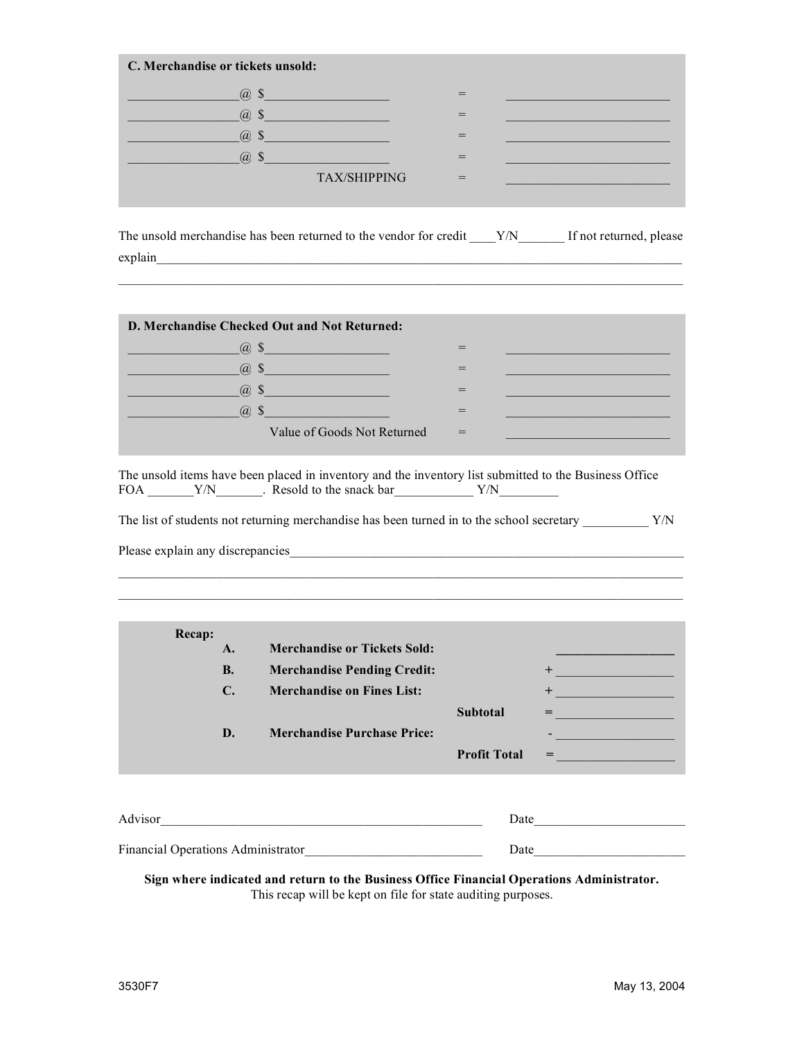**C. Merchandise or tickets unsold:**

| | | | | |
|---|---|---|---|---|
| ________________ | @ $__________________ | | = | ________________________ |
| ________________ | @ $__________________ | | = | ________________________ |
| ________________ | @ $__________________ | | = | ________________________ |
| ________________ | @ $__________________ | | = | ________________________ |
| | | TAX/SHIPPING | = | ________________________ |

The unsold merchandise has been returned to the vendor for credit ____Y/N_______ If not returned, please explain_________________________________________________________________________________

_____________________________________________________________________________________________

**D. Merchandise Checked Out and Not Returned:**

| | | | | |
|---|---|---|---|---|
| ________________ | @ $__________________ | | = | ________________________ |
| ________________ | @ $__________________ | | = | ________________________ |
| ________________ | @ $__________________ | | = | ________________________ |
| ________________ | @ $__________________ | | = | ________________________ |
| | | Value of Goods Not Returned | = | ________________________ |

The unsold items have been placed in inventory and the inventory list submitted to the Business Office FOA _______Y/N_______. Resold to the snack bar____________ Y/N_________

The list of students not returning merchandise has been turned in to the school secretary __________ Y/N

Please explain any discrepancies_______________________________________________________________

_____________________________________________________________________________________________

_____________________________________________________________________________________________

| **Recap:** | | | | |
|---|---|---|---|---|
| **A.** | **Merchandise or Tickets Sold:** | | | __________________ |
| **B.** | **Merchandise Pending Credit:** | | + | __________________ |
| **C.** | **Merchandise on Fines List:** | | + | __________________ |
| | | **Subtotal** | = | __________________ |
| **D.** | **Merchandise Purchase Price:** | | - | __________________ |
| | | **Profit Total** | = | __________________ |

Advisor__________________________________________________ Date_______________________

Financial Operations Administrator___________________________ Date_______________________

**Sign where indicated and return to the Business Office Financial Operations Administrator.**
This recap will be kept on file for state auditing purposes.

3530F7 May 13, 2004